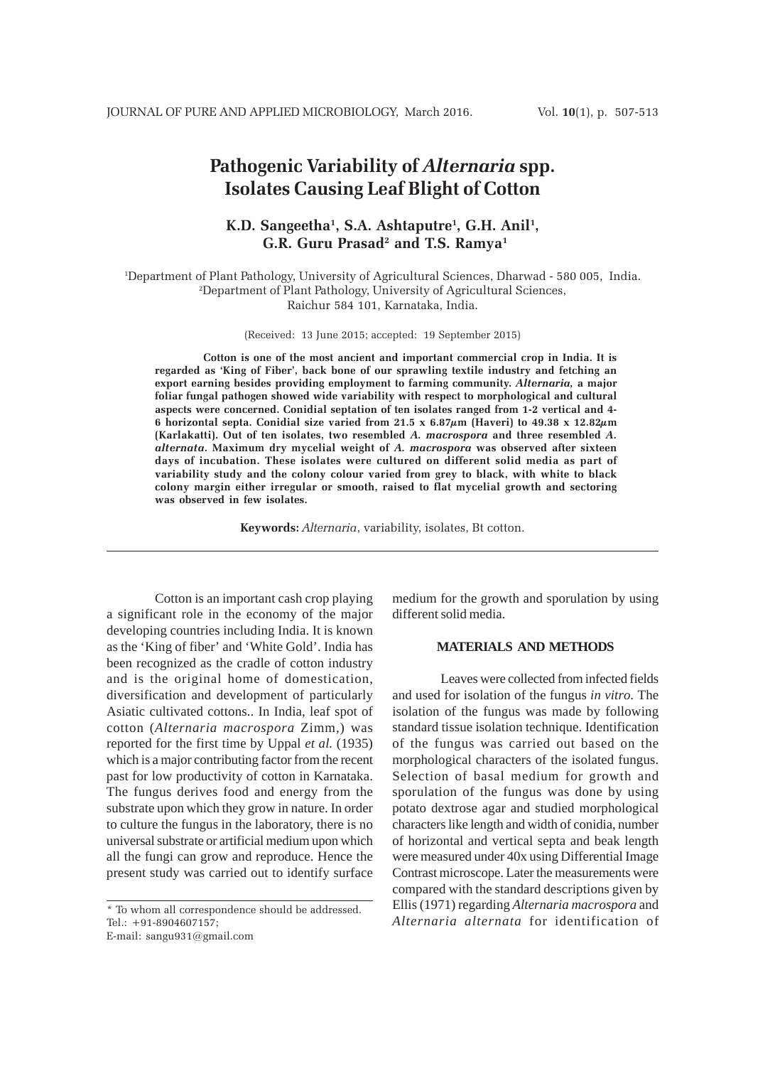# Pathogenic Variability of *Alternaria* spp. Isolates Causing Leaf Blight of Cotton

**K.D. Sangeetha[1], S.A. Ashtaputre[1], G.H. Anil[1], G.R. Guru Prasad[2] and T.S. Ramya[1]**

[1]Department of Plant Pathology, University of Agricultural Sciences, Dharwad - 580 005, India.
[2]Department of Plant Pathology, University of Agricultural Sciences, Raichur 584 101, Karnataka, India.

(Received: 13 June 2015; accepted: 19 September 2015)

**Cotton is one of the most ancient and important commercial crop in India. It is regarded as 'King of Fiber', back bone of our sprawling textile industry and fetching an export earning besides providing employment to farming community. *Alternaria*, a major foliar fungal pathogen showed wide variability with respect to morphological and cultural aspects were concerned. Conidial septation of ten isolates ranged from 1-2 vertical and 4-6 horizontal septa. Conidial size varied from 21.5 x 6.87$\mu$m (Haveri) to 49.38 x 12.82$\mu$m (Karlakatti). Out of ten isolates, two resembled *A. macrospora* and three resembled *A. alternata*. Maximum dry mycelial weight of *A. macrospora* was observed after sixteen days of incubation. These isolates were cultured on different solid media as part of variability study and the colony colour varied from grey to black, with white to black colony margin either irregular or smooth, raised to flat mycelial growth and sectoring was observed in few isolates.**

**Keywords:** *Alternaria*, variability, isolates, Bt cotton.

Cotton is an important cash crop playing a significant role in the economy of the major developing countries including India. It is known as the 'King of fiber' and 'White Gold'. India has been recognized as the cradle of cotton industry and is the original home of domestication, diversification and development of particularly Asiatic cultivated cottons.. In India, leaf spot of cotton (*Alternaria macrospora* Zimm,) was reported for the first time by Uppal *et al.* (1935) which is a major contributing factor from the recent past for low productivity of cotton in Karnataka. The fungus derives food and energy from the substrate upon which they grow in nature. In order to culture the fungus in the laboratory, there is no universal substrate or artificial medium upon which all the fungi can grow and reproduce. Hence the present study was carried out to identify surface medium for the growth and sporulation by using different solid media.

## MATERIALS AND METHODS

Leaves were collected from infected fields and used for isolation of the fungus *in vitro.* The isolation of the fungus was made by following standard tissue isolation technique. Identification of the fungus was carried out based on the morphological characters of the isolated fungus. Selection of basal medium for growth and sporulation of the fungus was done by using potato dextrose agar and studied morphological characters like length and width of conidia, number of horizontal and vertical septa and beak length were measured under 40x using Differential Image Contrast microscope. Later the measurements were compared with the standard descriptions given by Ellis (1971) regarding *Alternaria macrospora* and *Alternaria alternata* for identification of

\* To whom all correspondence should be addressed.
Tel.: +91-8904607157;
E-mail: sangu931@gmail.com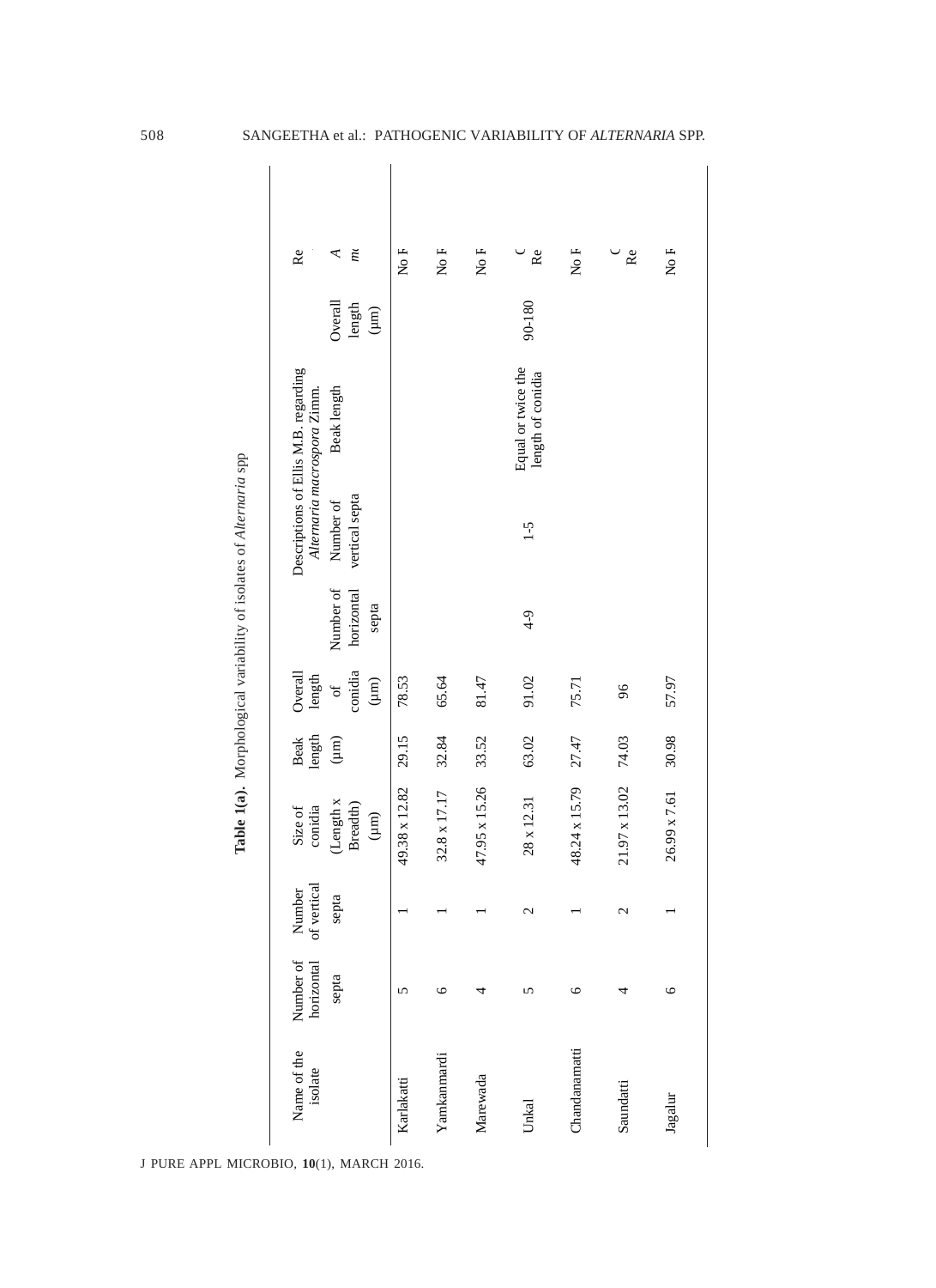**Table 1(a).** Morphological variability of isolates of *Alternaria* spp

| Name of the isolate | Number of horizontal septa | Number of vertical septa | Size of conidia (Length x Breadth) (µm) | Beak length (µm) | Overall length of conidia (µm) | Descriptions of Ellis M.B. regarding *Alternaria macrospora* Zimm. | | | | Re |
|---|---|---|---|---|---|---|---|---|---|---|
| | | | | | | Number of horizontal septa | Number of vertical septa | Beak length | Overall length (µm) | *A* *m* |
| Karlakatti | 5 | 1 | 49.38 x 12.82 | 29.15 | 78.53 | | | | | No F |
| Yamkanmardi | 6 | 1 | 32.8 x 17.17 | 32.84 | 65.64 | | | | | No F |
| Marewada | 4 | 1 | 47.95 x 15.26 | 33.52 | 81.47 | | | | | No F |
| Unkal | 5 | 2 | 28 x 12.31 | 63.02 | 91.02 | 4-9 | 1-5 | Equal or twice the length of conidia | 90-180 | C Re |
| Chandanamatti | 6 | 1 | 48.24 x 15.79 | 27.47 | 75.71 | | | | | No F |
| Saundatti | 4 | 2 | 21.97 x 13.02 | 74.03 | 96 | | | | | C Re |
| Jagalur | 6 | 1 | 26.99 x 7.61 | 30.98 | 57.97 | | | | | No F |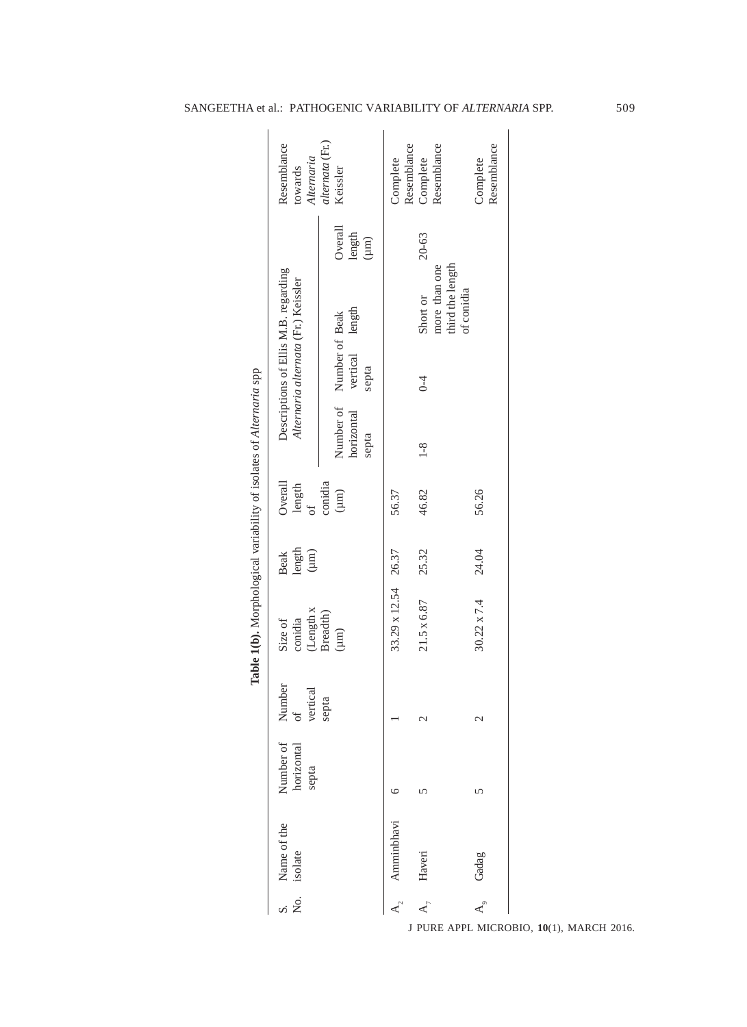**Table 1(b).** Morphological variability of isolates of *Alternaria* spp

| S. No. | Name of the isolate | Number of horizontal septa | Number of vertical septa | Size of conidia (Length x Breadth) (µm) | Beak length (µm) | Overall length of conidia (µm) | Descriptions of Ellis M.B. regarding *Alternaria alternata* (Fr.) Keissler | | | | Resemblance towards *Alternaria alternata* (Fr.) Keissler |
|---|---|---|---|---|---|---|---|---|---|---|---|
| | | | | | | | Number of horizontal septa | Number of vertical septa | Beak length | Overall length (µm) | |
| $A_2$ | Amminbhavi | 6 | 1 | 33.29 x 12.54 | 26.37 | 56.37 | | | | | Complete Resemblance |
| $A_7$ | Haveri | 5 | 2 | 21.5 x 6.87 | 25.32 | 46.82 | 1-8 | 0-4 | Short or more than one third the length of conidia | 20-63 | Complete Resemblance |
| $A_9$ | Gadag | 5 | 2 | 30.22 x 7.4 | 24.04 | 56.26 | | | | | Complete Resemblance |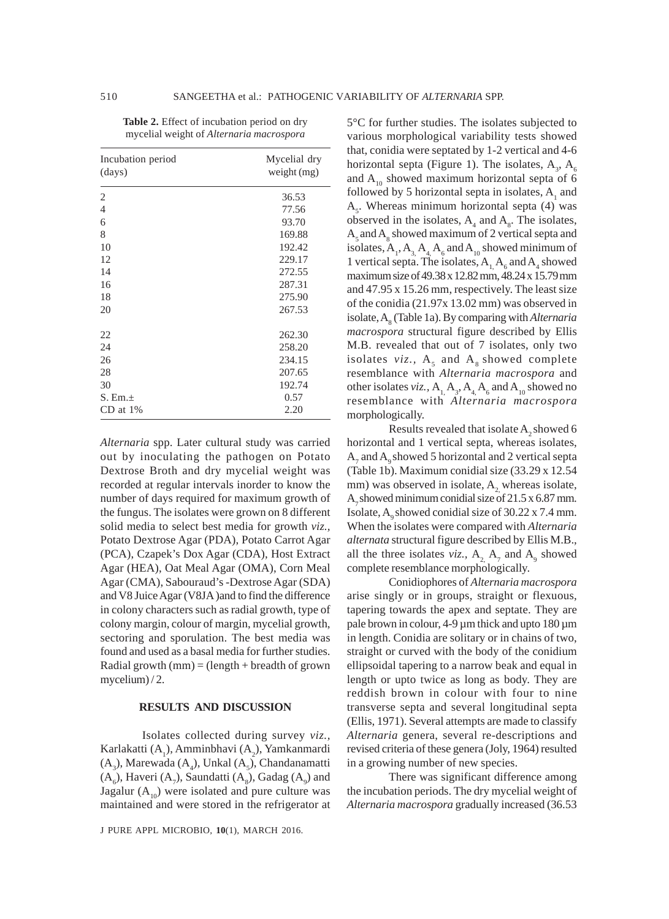**Table 2.** Effect of incubation period on dry mycelial weight of *Alternaria macrospora*

| Incubation period (days) | Mycelial dry weight (mg) |
|---|---|
| 2 | 36.53 |
| 4 | 77.56 |
| 6 | 93.70 |
| 8 | 169.88 |
| 10 | 192.42 |
| 12 | 229.17 |
| 14 | 272.55 |
| 16 | 287.31 |
| 18 | 275.90 |
| 20 | 267.53 |
| 22 | 262.30 |
| 24 | 258.20 |
| 26 | 234.15 |
| 28 | 207.65 |
| 30 | 192.74 |
| S. Em.± | 0.57 |
| CD at 1% | 2.20 |

*Alternaria* spp. Later cultural study was carried out by inoculating the pathogen on Potato Dextrose Broth and dry mycelial weight was recorded at regular intervals inorder to know the number of days required for maximum growth of the fungus. The isolates were grown on 8 different solid media to select best media for growth *viz.*, Potato Dextrose Agar (PDA), Potato Carrot Agar (PCA), Czapek's Dox Agar (CDA), Host Extract Agar (HEA), Oat Meal Agar (OMA), Corn Meal Agar (CMA), Sabouraud's -Dextrose Agar (SDA) and V8 Juice Agar (V8JA )and to find the difference in colony characters such as radial growth, type of colony margin, colour of margin, mycelial growth, sectoring and sporulation. The best media was found and used as a basal media for further studies. Radial growth (mm) = (length + breadth of grown mycelium) / 2.

## RESULTS AND DISCUSSION

Isolates collected during survey *viz.*, Karlakatti ($A_1$), Amminbhavi ($A_2$), Yamkanmardi ($A_3$), Marewada ($A_4$), Unkal ($A_5$), Chandanamatti ($A_6$), Haveri ($A_7$), Saundatti ($A_8$), Gadag ($A_9$) and Jagalur ($A_{10}$) were isolated and pure culture was maintained and were stored in the refrigerator at 5°C for further studies. The isolates subjected to various morphological variability tests showed that, conidia were septated by 1-2 vertical and 4-6 horizontal septa (Figure 1). The isolates, $A_3$, $A_6$ and $A_{10}$ showed maximum horizontal septa of 6 followed by 5 horizontal septa in isolates, $A_1$ and $A_5$. Whereas minimum horizontal septa (4) was observed in the isolates, $A_4$ and $A_8$. The isolates, $A_5$ and $A_8$ showed maximum of 2 vertical septa and isolates, $A_1$, $A_3$, $A_4$, $A_6$ and $A_{10}$ showed minimum of 1 vertical septa. The isolates, $A_1$, $A_6$ and $A_4$ showed maximum size of 49.38 x 12.82 mm, 48.24 x 15.79 mm and 47.95 x 15.26 mm, respectively. The least size of the conidia (21.97x 13.02 mm) was observed in isolate, $A_8$ (Table 1a). By comparing with *Alternaria macrospora* structural figure described by Ellis M.B. revealed that out of 7 isolates, only two isolates *viz.*, $A_5$ and $A_8$ showed complete resemblance with *Alternaria macrospora* and other isolates *viz.*, $A_1$, $A_3$, $A_4$, $A_6$ and $A_{10}$ showed no resemblance with *Alternaria macrospora* morphologically.

Results revealed that isolate $A_2$ showed 6 horizontal and 1 vertical septa, whereas isolates, $A_7$ and $A_9$ showed 5 horizontal and 2 vertical septa (Table 1b). Maximum conidial size (33.29 x 12.54 mm) was observed in isolate, $A_2$, whereas isolate, $A_7$ showed minimum conidial size of 21.5 x 6.87 mm. Isolate, $A_9$ showed conidial size of 30.22 x 7.4 mm. When the isolates were compared with *Alternaria alternata* structural figure described by Ellis M.B., all the three isolates *viz.*, $A_2$, $A_7$ and $A_9$ showed complete resemblance morphologically.

Conidiophores of *Alternaria macrospora* arise singly or in groups, straight or flexuous, tapering towards the apex and septate. They are pale brown in colour, 4-9 µm thick and upto 180 µm in length. Conidia are solitary or in chains of two, straight or curved with the body of the conidium ellipsoidal tapering to a narrow beak and equal in length or upto twice as long as body. They are reddish brown in colour with four to nine transverse septa and several longitudinal septa (Ellis, 1971). Several attempts are made to classify *Alternaria* genera, several re-descriptions and revised criteria of these genera (Joly, 1964) resulted in a growing number of new species.

There was significant difference among the incubation periods. The dry mycelial weight of *Alternaria macrospora* gradually increased (36.53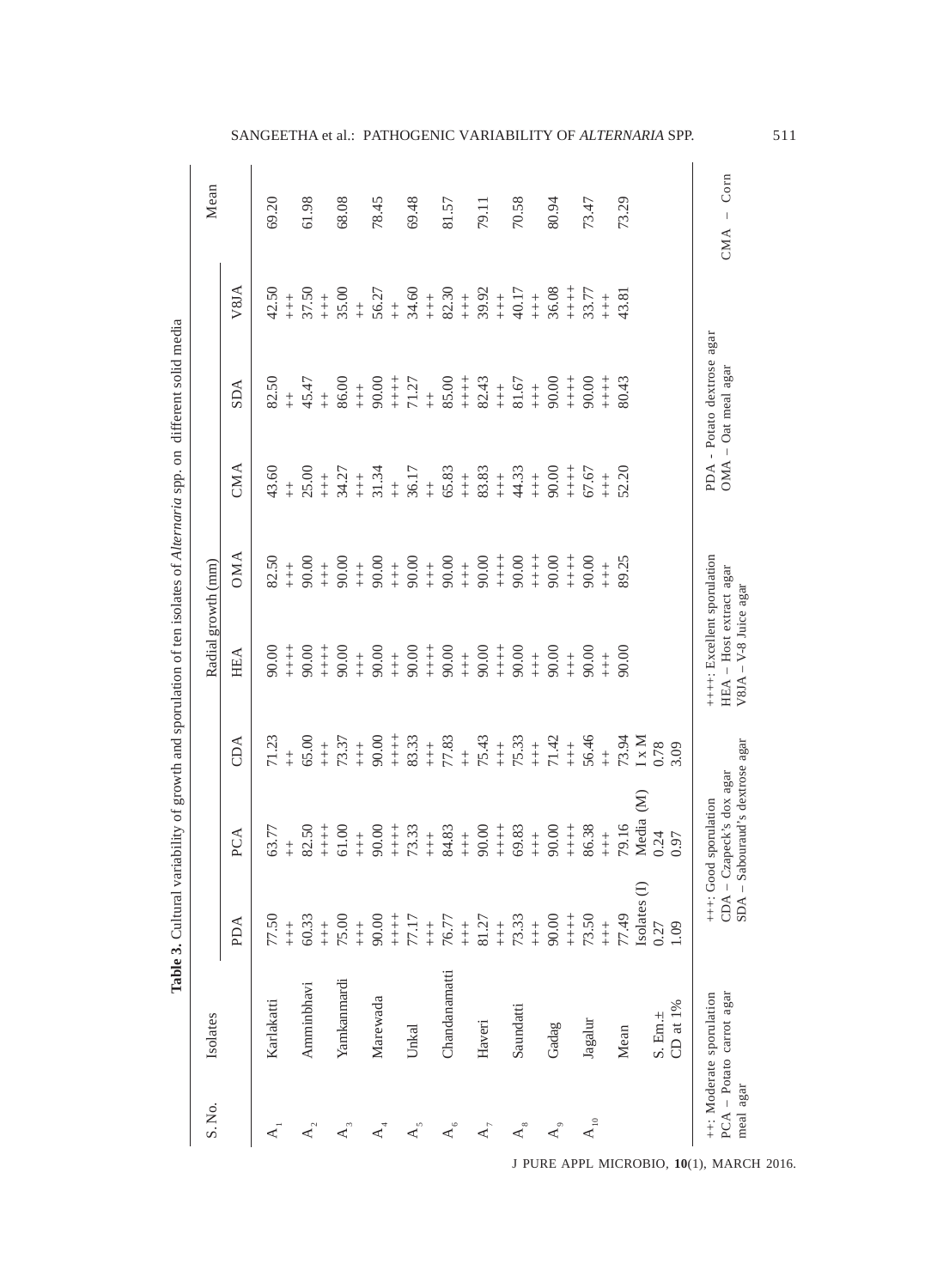**Table 3.** Cultural variability of growth and sporulation of ten isolates of *Alternaria* spp. on different solid media

| S. No. | Isolates | Radial growth (mm) | | | | | | | | Mean |
|---|---|---|---|---|---|---|---|---|---|---|
| | | PDA | PCA | CDA | HEA | OMA | CMA | SDA | V8JA | |
| $A_1$ | Karlakatti | 77.50 +++ | 63.77 ++ | 71.23 ++ | 90.00 ++++ | 82.50 +++ | 43.60 ++ | 82.50 ++ | 42.50 +++ | 69.20 |
| $A_2$ | Amminbhavi | 60.33 +++ | 82.50 ++++ | 65.00 +++ | 90.00 ++++ | 90.00 +++ | 25.00 +++ | 45.47 ++ | 37.50 +++ | 61.98 |
| $A_3$ | Yamkanmardi | 75.00 +++ | 61.00 +++ | 73.37 +++ | 90.00 +++ | 90.00 +++ | 34.27 +++ | 86.00 +++ | 35.00 ++ | 68.08 |
| $A_4$ | Marewada | 90.00 ++++ | 90.00 ++++ | 90.00 ++++ | 90.00 +++ | 90.00 +++ | 31.34 ++ | 90.00 ++++ | 56.27 ++ | 78.45 |
| $A_5$ | Unkal | 77.17 +++ | 73.33 +++ | 83.33 +++ | 90.00 ++++ | 90.00 +++ | 36.17 ++ | 71.27 ++ | 34.60 +++ | 69.48 |
| $A_6$ | Chandanamatti | 76.77 +++ | 84.83 +++ | 77.83 ++ | 90.00 +++ | 90.00 +++ | 65.83 +++ | 85.00 ++++ | 82.30 +++ | 81.57 |
| $A_7$ | Haveri | 81.27 +++ | 90.00 ++++ | 75.43 +++ | 90.00 ++++ | 90.00 ++++ | 83.83 +++ | 82.43 +++ | 39.92 +++ | 79.11 |
| $A_8$ | Saundatti | 73.33 +++ | 69.83 +++ | 75.33 +++ | 90.00 +++ | 90.00 ++++ | 44.33 +++ | 81.67 +++ | 40.17 +++ | 70.58 |
| $A_9$ | Gadag | 90.00 ++++ | 90.00 ++++ | 71.42 +++ | 90.00 +++ | 90.00 ++++ | 90.00 ++++ | 90.00 ++++ | 36.08 ++++ | 80.94 |
| $A_{10}$ | Jagalur | 73.50 +++ | 86.38 +++ | 56.46 ++ | 90.00 +++ | 90.00 +++ | 67.67 +++ | 90.00 ++++ | 33.77 +++ | 73.47 |
| | Mean | 77.49 | 79.16 | 73.94 | 90.00 | 89.25 | 52.20 | 80.43 | 43.81 | 73.29 |
| | | Isolates (I) | Media (M) | I x M | | | | | | |
| | S. Em.± | 0.27 | 0.24 | 0.78 | | | | | | |
| | CD at 1% | 1.09 | 0.97 | 3.09 | | | | | | |

++: Moderate sporulation; +++: Good sporulation; ++++: Excellent sporulation
PDA - Potato dextrose agar; PCA – Potato carrot agar; CDA – Czapeck's dox agar; HEA – Host extract agar; OMA – Oat meal agar; CMA – Corn meal agar; SDA – Sabouraud's dextrose agar; V8JA – V-8 Juice agar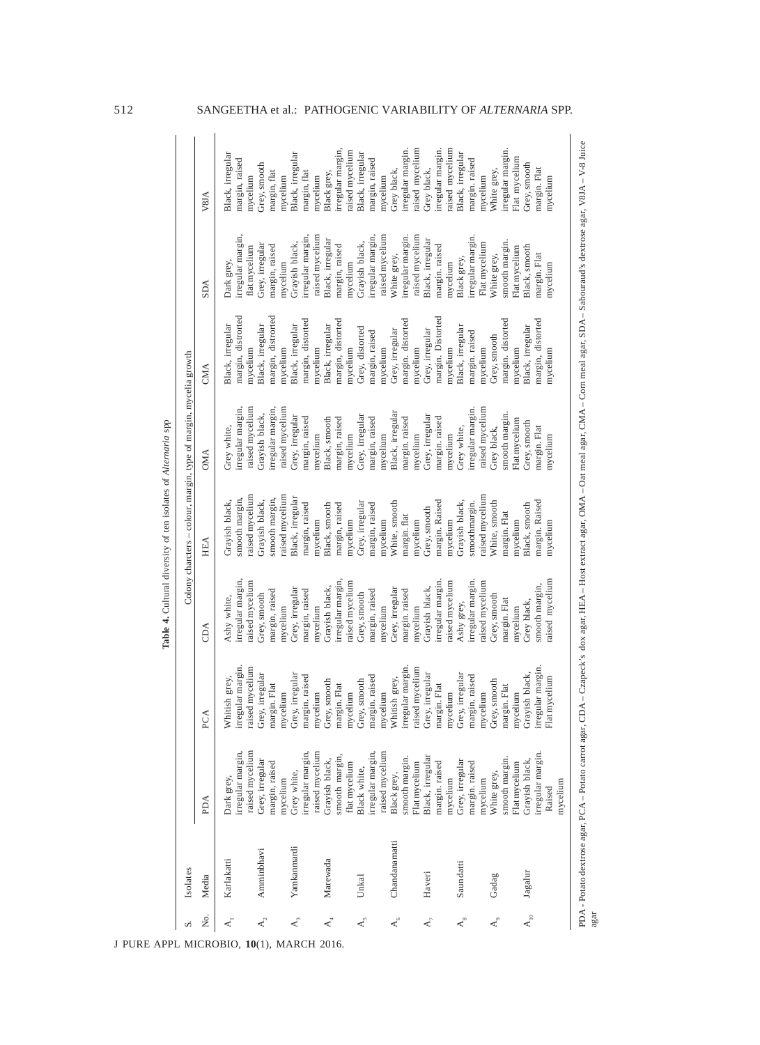**Table 4.** Cultural diversity of ten isolates of *Alternaria* spp

| S. No. | Isolates / Media | Colony charcters – colour, margin, type of margin, mycelia growth | | | | | | | |
|---|---|---|---|---|---|---|---|---|---|
| | | PDA | PCA | CDA | HEA | OMA | CMA | SDA | V8JA |
| $A_1$ | Karlakatti | Dark grey, irregular margin, raised mycelium | Whitish grey, irregular margin. raised mycelium | Ashy white, irregular margin, raised mycelium | Grayish black, smooth margin, raised mycelium | Grey white, irregular margin, raised mycelium | Black, irregular margin, distrorted mycelium | Dark grey, irregular margin, flat mycelium | Black, irregular margin, raised mycelium |
| $A_2$ | Amminbhavi | Grey, irregular margin, raised mycelium | Grey, irregular margin. Flat mycelium | Grey, smooth margin, raised mycelium | Grayish black, smooth margin, raised mycelium | Grayish black, irregular margin, raised mycelium | Black, irregular margin, distrorted mycelium | Grey, irregular margin, raised mycelium | Grey, smooth margin, flat mycelium |
| $A_3$ | Yamkanmardi | Grey white, irregular margin, raised mycelium | Grey, irregular margin. raised mycelium | Grey, irregular margin, raised mycelium | Black, irregular margin, raised mycelium | Grey, irregular margin, raised mycelium | Black, irregular margin, distorted mycelium | Grayish black, irregular margin, raised mycelium | Black, irregular margin, flat mycelium |
| $A_4$ | Marewada | Grayish black, smooth margin, flat mycelium | Grey, smooth margin. Flat mycelium | Grayish black, irregular margin, raised mycelium | Black, smooth margin, raised mycelium | Black, smooth margin, raised mycelium | Black, irregular margin, distorted mycelium | Black, irregular margin, raised mycelium | Black grey, irregular margin, raised mycelium |
| $A_5$ | Unkal | Black white, irregular margin, raised mycelium | Grey, smooth margin. raised mycelium | Grey, smooth margin, raised mycelium | Grey, irregular margin, raised mycelium | Grey, irregular margin, raised mycelium | Grey, distorted margin, raised mycelium | Grayish black, irregular margin, raised mycelium | Black, irregular margin, raised mycelium |
| $A_6$ | Chandanamatti | Black grey, smooth margin. Flat mycelium | Whitish grey, irregular margin. raised mycelium | Grey, irregular margin. raised mycelium | White, smooth margin. flat mycelium | Black, irregular margin. raised mycelium | Grey, irregular margin. distorted mycelium | White grey, irregular margin. raised mycelium | Grey black, irregular margin. raised mycelium |
| $A_7$ | Haveri | Black, irregular margin. raised mycelium | Grey, irregular margin. Flat mycelium | Grayish black, irregular margin. raised mycelium | Grey, smooth margin. Raised mycelium | Grey, irregular margin. raised mycelium | Grey, irregular margin. Distorted mycelium | Black, irregular margin. raised mycelium | Grey black, irregular margin. raised mycelium |
| $A_8$ | Saundatti | Grey, irregular margin. raised mycelium | Grey, irregular margin. raised mycelium | Ashy grey, irregular margin. raised mycelium | Grayish black, smoothmargin. raised mycelium | Grey white, irregular margin. raised mycelium | Black, irregular margin. raised mycelium | Black grey, irregular margin. Flat mycelium | Black, irregular margin. raised mycelium |
| $A_9$ | Gadag | White grey, smooth margin. Flat mycelium | Grey, smooth margin. Flat mycelium | Grey, smooth margin. Flat mycelium | White, smooth margin. Flat mycelium | Grey black, smooth margin. Flat mycelium | Grey, smooth margin. distorted mycelium | White grey, smooth margin. Flat mycelium | White grey, irregular margin. Flat mycelium |
| $A_{10}$ | Jagalur | Grayish black, irregular margin. Raised mycelium | Grayish black, irregular margin. Flat mycelium | Grey black, smooth margin, raised mycelium | Black, smooth margin. Raised mycelium | Grey, smooth margin. Flat mycelium | Black, irregular margin, distorted mycelium | Black, smooth margin. Flat mycelium | Grey, smooth margin. Flat mycelium |

PDA - Potato dextrose agar, PCA – Potato carrot agar, CDA – Czapeck's dox agar, HEA – Host extract agar, OMA – Oat meal agar, CMA – Corn meal agar, SDA – Sabouraud's dextrose agar, V8JA – V-8 Juice agar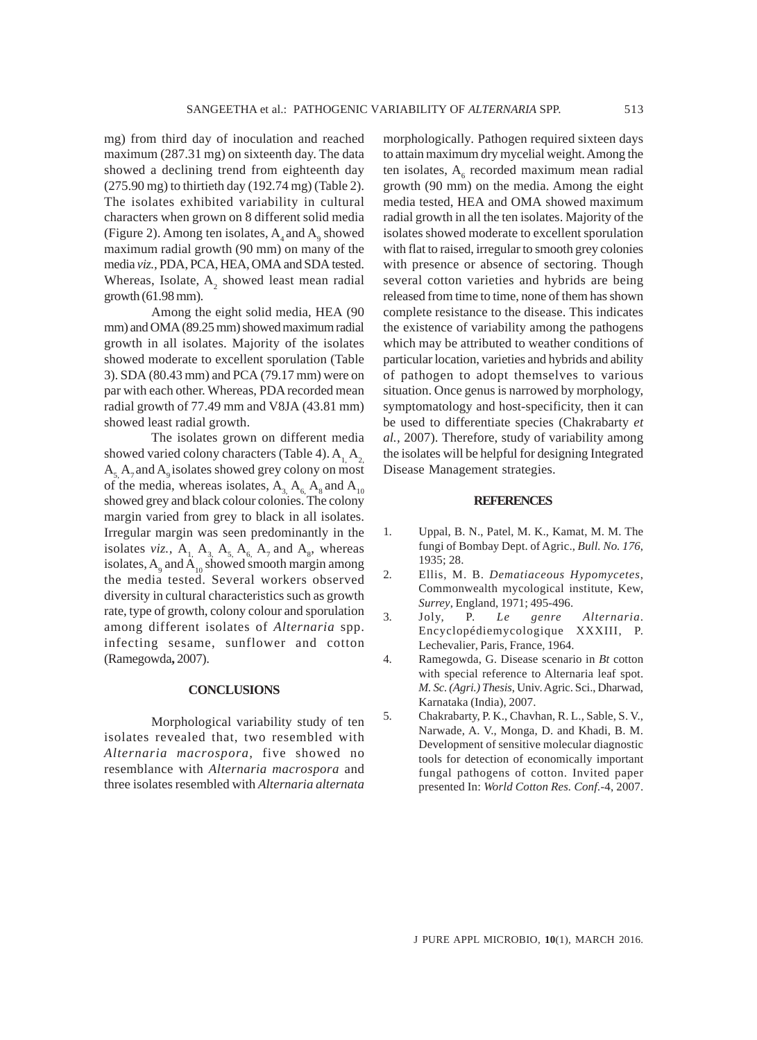mg) from third day of inoculation and reached maximum (287.31 mg) on sixteenth day. The data showed a declining trend from eighteenth day (275.90 mg) to thirtieth day (192.74 mg) (Table 2). The isolates exhibited variability in cultural characters when grown on 8 different solid media (Figure 2). Among ten isolates, $A_4$ and $A_9$ showed maximum radial growth (90 mm) on many of the media *viz.*, PDA, PCA, HEA, OMA and SDA tested. Whereas, Isolate, $A_2$ showed least mean radial growth (61.98 mm).

Among the eight solid media, HEA (90 mm) and OMA (89.25 mm) showed maximum radial growth in all isolates. Majority of the isolates showed moderate to excellent sporulation (Table 3). SDA (80.43 mm) and PCA (79.17 mm) were on par with each other. Whereas, PDA recorded mean radial growth of 77.49 mm and V8JA (43.81 mm) showed least radial growth.

The isolates grown on different media showed varied colony characters (Table 4). $A_1$, $A_2$, $A_5$, $A_7$ and $A_9$ isolates showed grey colony on most of the media, whereas isolates, $A_3$, $A_6$, $A_8$ and $A_{10}$ showed grey and black colour colonies. The colony margin varied from grey to black in all isolates. Irregular margin was seen predominantly in the isolates *viz.*, $A_1$, $A_3$, $A_5$, $A_6$, $A_7$ and $A_8$, whereas isolates, $A_9$ and $A_{10}$ showed smooth margin among the media tested. Several workers observed diversity in cultural characteristics such as growth rate, type of growth, colony colour and sporulation among different isolates of *Alternaria* spp. infecting sesame, sunflower and cotton (Ramegowda**,** 2007).

## CONCLUSIONS

Morphological variability study of ten isolates revealed that, two resembled with *Alternaria macrospora*, five showed no resemblance with *Alternaria macrospora* and three isolates resembled with *Alternaria alternata* morphologically. Pathogen required sixteen days to attain maximum dry mycelial weight. Among the ten isolates, $A_6$ recorded maximum mean radial growth (90 mm) on the media. Among the eight media tested, HEA and OMA showed maximum radial growth in all the ten isolates. Majority of the isolates showed moderate to excellent sporulation with flat to raised, irregular to smooth grey colonies with presence or absence of sectoring. Though several cotton varieties and hybrids are being released from time to time, none of them has shown complete resistance to the disease. This indicates the existence of variability among the pathogens which may be attributed to weather conditions of particular location, varieties and hybrids and ability of pathogen to adopt themselves to various situation. Once genus is narrowed by morphology, symptomatology and host-specificity, then it can be used to differentiate species (Chakrabarty *et al.*, 2007). Therefore, study of variability among the isolates will be helpful for designing Integrated Disease Management strategies.

## REFERENCES

1. Uppal, B. N., Patel, M. K., Kamat, M. M. The fungi of Bombay Dept. of Agric., *Bull. No. 176*, 1935; 28.
2. Ellis, M. B. *Dematiaceous Hypomycetes*, Commonwealth mycological institute, Kew, *Surrey*, England, 1971; 495-496.
3. Joly, P. *Le genre Alternaria*. Encyclopédiemycologique XXXIII, P. Lechevalier, Paris, France, 1964.
4. Ramegowda, G. Disease scenario in *Bt* cotton with special reference to Alternaria leaf spot. *M. Sc. (Agri.) Thesis*, Univ. Agric. Sci., Dharwad, Karnataka (India), 2007.
5. Chakrabarty, P. K., Chavhan, R. L., Sable, S. V., Narwade, A. V., Monga, D. and Khadi, B. M. Development of sensitive molecular diagnostic tools for detection of economically important fungal pathogens of cotton. Invited paper presented In: *World Cotton Res. Conf*.-4, 2007.